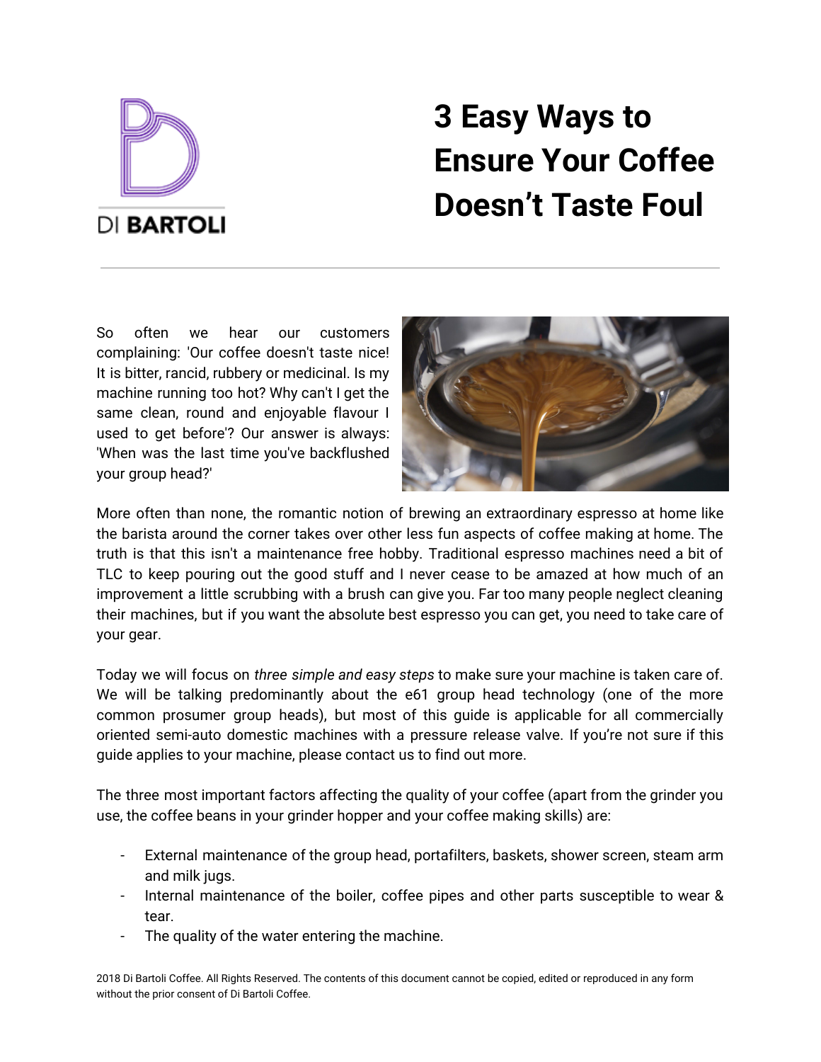DI BARTOLI

# 3 Easy Ways to Ensure Your Coffee Doesn't Taste Foul

So often we hear our customers complaining: 'Our coffee doesn't taste nice! It is bitter, rancid, rubbery or medicinal. Is my machine running too hot? Why can't I get the same clean, round and enjoyable flavour I used to get before'? Our answer is always: 'When was the last time you've backflushed your group head?'

More often than none, the romantic notion of brewing an extraordinary espresso at home like the barista around the corner takes over other less fun aspects of coffee making at home. The truth is that this isn't a maintenance free hobby. Traditional espresso machines need a bit of TLC to keep pouring out the good stuff and I never cease to be amazed at how much of an improvement a little scrubbing with a brush can give you. Far too many people neglect cleaning their machines, but if you want the absolute best espresso you can get, you need to take care of your gear.

Today we will focus on *three simple and easy steps* to make sure your machine is taken care of. We will be talking predominantly about the e61 group head technology (one of the more common prosumer group heads), but most of this guide is applicable for all commercially oriented semi-auto domestic machines with a pressure release valve. If you're not sure if this guide applies to your machine, please contact us to find out more.

The three most important factors affecting the quality of your coffee (apart from the grinder you use, the coffee beans in your grinder hopper and your coffee making skills) are:

- External maintenance of the group head, portafilters, baskets, shower screen, steam arm and milk jugs.
- Internal maintenance of the boiler, coffee pipes and other parts susceptible to wear & tear.
- The quality of the water entering the machine.

2018 Di Bartoli Coffee. All Rights Reserved. The contents of this document cannot be copied, edited or reproduced in any form without the prior consent of Di Bartoli Coffee.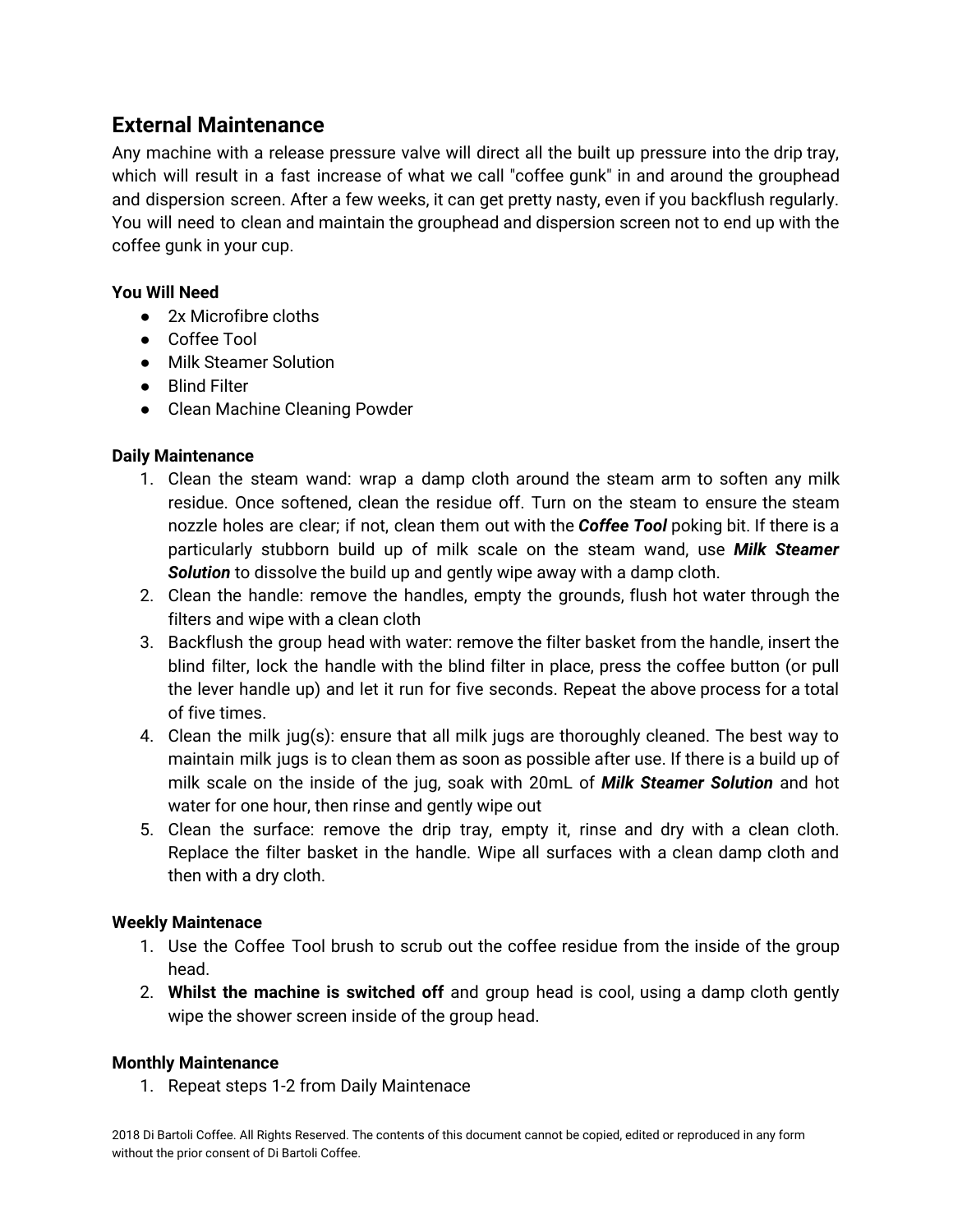## External Maintenance

Any machine with a release pressure valve will direct all the built up pressure into the drip tray, which will result in a fast increase of what we call "coffee gunk" in and around the grouphead and dispersion screen. After a few weeks, it can get pretty nasty, even if you backflush regularly. You will need to clean and maintain the grouphead and dispersion screen not to end up with the coffee gunk in your cup.

**You Will Need**

- 2x Microfibre cloths
- Coffee Tool
- Milk Steamer Solution
- Blind Filter
- Clean Machine Cleaning Powder

**Daily Maintenance**

1. Clean the steam wand: wrap a damp cloth around the steam arm to soften any milk residue. Once softened, clean the residue off. Turn on the steam to ensure the steam nozzle holes are clear; if not, clean them out with the ***Coffee Tool*** poking bit. If there is a particularly stubborn build up of milk scale on the steam wand, use ***Milk Steamer Solution*** to dissolve the build up and gently wipe away with a damp cloth.
2. Clean the handle: remove the handles, empty the grounds, flush hot water through the filters and wipe with a clean cloth
3. Backflush the group head with water: remove the filter basket from the handle, insert the blind filter, lock the handle with the blind filter in place, press the coffee button (or pull the lever handle up) and let it run for five seconds. Repeat the above process for a total of five times.
4. Clean the milk jug(s): ensure that all milk jugs are thoroughly cleaned. The best way to maintain milk jugs is to clean them as soon as possible after use. If there is a build up of milk scale on the inside of the jug, soak with 20mL of ***Milk Steamer Solution*** and hot water for one hour, then rinse and gently wipe out
5. Clean the surface: remove the drip tray, empty it, rinse and dry with a clean cloth. Replace the filter basket in the handle. Wipe all surfaces with a clean damp cloth and then with a dry cloth.

**Weekly Maintenace**

1. Use the Coffee Tool brush to scrub out the coffee residue from the inside of the group head.
2. **Whilst the machine is switched off** and group head is cool, using a damp cloth gently wipe the shower screen inside of the group head.

**Monthly Maintenance**

1. Repeat steps 1-2 from Daily Maintenace

2018 Di Bartoli Coffee. All Rights Reserved. The contents of this document cannot be copied, edited or reproduced in any form without the prior consent of Di Bartoli Coffee.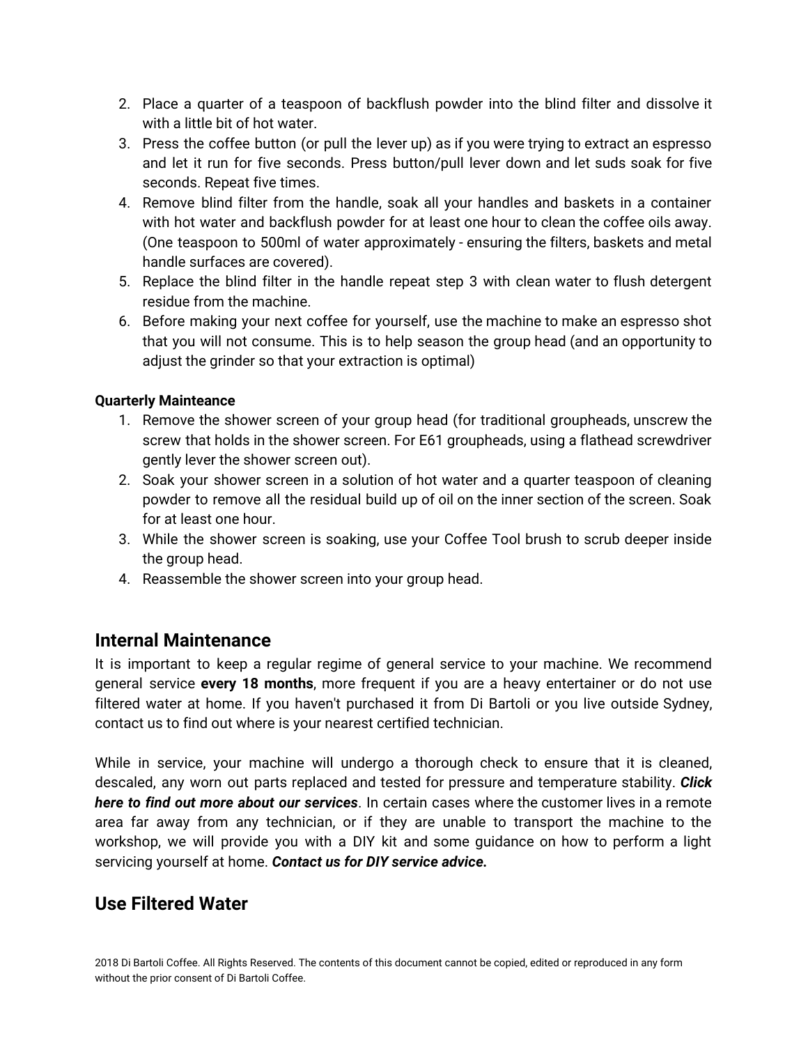2. Place a quarter of a teaspoon of backflush powder into the blind filter and dissolve it with a little bit of hot water.
3. Press the coffee button (or pull the lever up) as if you were trying to extract an espresso and let it run for five seconds. Press button/pull lever down and let suds soak for five seconds. Repeat five times.
4. Remove blind filter from the handle, soak all your handles and baskets in a container with hot water and backflush powder for at least one hour to clean the coffee oils away. (One teaspoon to 500ml of water approximately - ensuring the filters, baskets and metal handle surfaces are covered).
5. Replace the blind filter in the handle repeat step 3 with clean water to flush detergent residue from the machine.
6. Before making your next coffee for yourself, use the machine to make an espresso shot that you will not consume. This is to help season the group head (and an opportunity to adjust the grinder so that your extraction is optimal)

**Quarterly Mainteance**

1. Remove the shower screen of your group head (for traditional groupheads, unscrew the screw that holds in the shower screen. For E61 groupheads, using a flathead screwdriver gently lever the shower screen out).
2. Soak your shower screen in a solution of hot water and a quarter teaspoon of cleaning powder to remove all the residual build up of oil on the inner section of the screen. Soak for at least one hour.
3. While the shower screen is soaking, use your Coffee Tool brush to scrub deeper inside the group head.
4. Reassemble the shower screen into your group head.

## Internal Maintenance

It is important to keep a regular regime of general service to your machine. We recommend general service **every 18 months**, more frequent if you are a heavy entertainer or do not use filtered water at home. If you haven't purchased it from Di Bartoli or you live outside Sydney, contact us to find out where is your nearest certified technician.

While in service, your machine will undergo a thorough check to ensure that it is cleaned, descaled, any worn out parts replaced and tested for pressure and temperature stability. ***Click here to find out more about our services***. In certain cases where the customer lives in a remote area far away from any technician, or if they are unable to transport the machine to the workshop, we will provide you with a DIY kit and some guidance on how to perform a light servicing yourself at home. ***Contact us for DIY service advice.***

## Use Filtered Water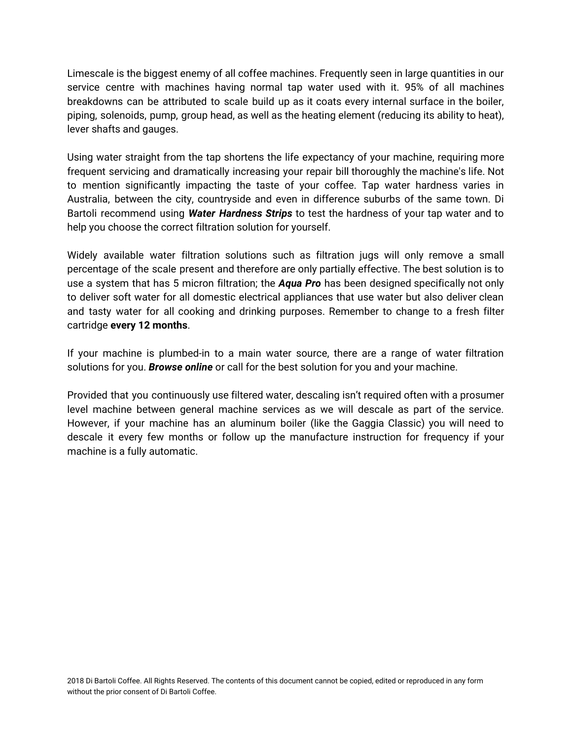Limescale is the biggest enemy of all coffee machines. Frequently seen in large quantities in our service centre with machines having normal tap water used with it. 95% of all machines breakdowns can be attributed to scale build up as it coats every internal surface in the boiler, piping, solenoids, pump, group head, as well as the heating element (reducing its ability to heat), lever shafts and gauges.

Using water straight from the tap shortens the life expectancy of your machine, requiring more frequent servicing and dramatically increasing your repair bill thoroughly the machine's life. Not to mention significantly impacting the taste of your coffee. Tap water hardness varies in Australia, between the city, countryside and even in difference suburbs of the same town. Di Bartoli recommend using ***Water Hardness Strips*** to test the hardness of your tap water and to help you choose the correct filtration solution for yourself.

Widely available water filtration solutions such as filtration jugs will only remove a small percentage of the scale present and therefore are only partially effective. The best solution is to use a system that has 5 micron filtration; the ***Aqua Pro*** has been designed specifically not only to deliver soft water for all domestic electrical appliances that use water but also deliver clean and tasty water for all cooking and drinking purposes. Remember to change to a fresh filter cartridge **every 12 months**.

If your machine is plumbed-in to a main water source, there are a range of water filtration solutions for you. ***Browse online*** or call for the best solution for you and your machine.

Provided that you continuously use filtered water, descaling isn't required often with a prosumer level machine between general machine services as we will descale as part of the service. However, if your machine has an aluminum boiler (like the Gaggia Classic) you will need to descale it every few months or follow up the manufacture instruction for frequency if your machine is a fully automatic.

2018 Di Bartoli Coffee. All Rights Reserved. The contents of this document cannot be copied, edited or reproduced in any form without the prior consent of Di Bartoli Coffee.